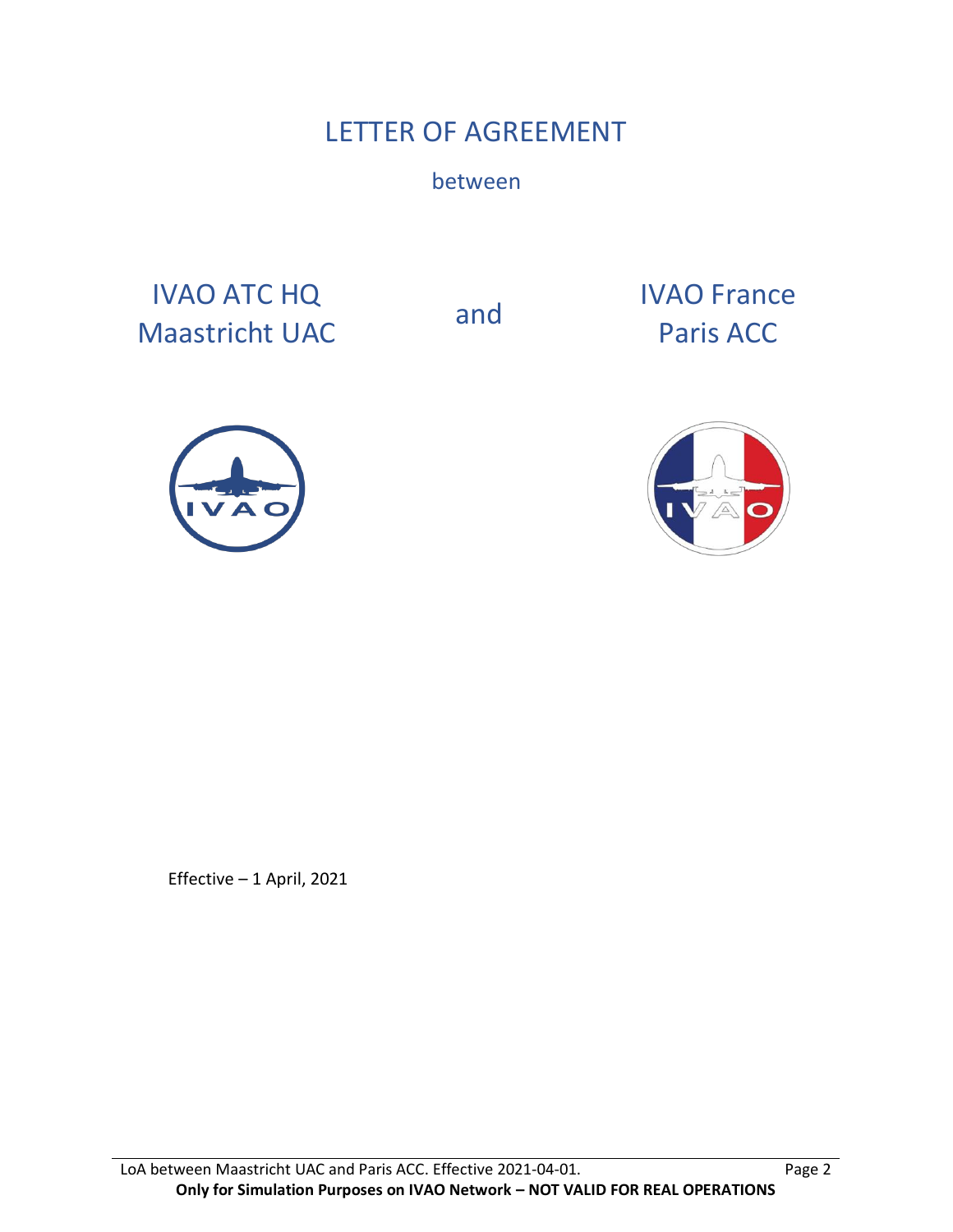# LETTER OF AGREEMENT

between

IVAO ATC HQ
Maastricht UAC

and

IVAO France
Paris ACC

Effective – 1 April, 2021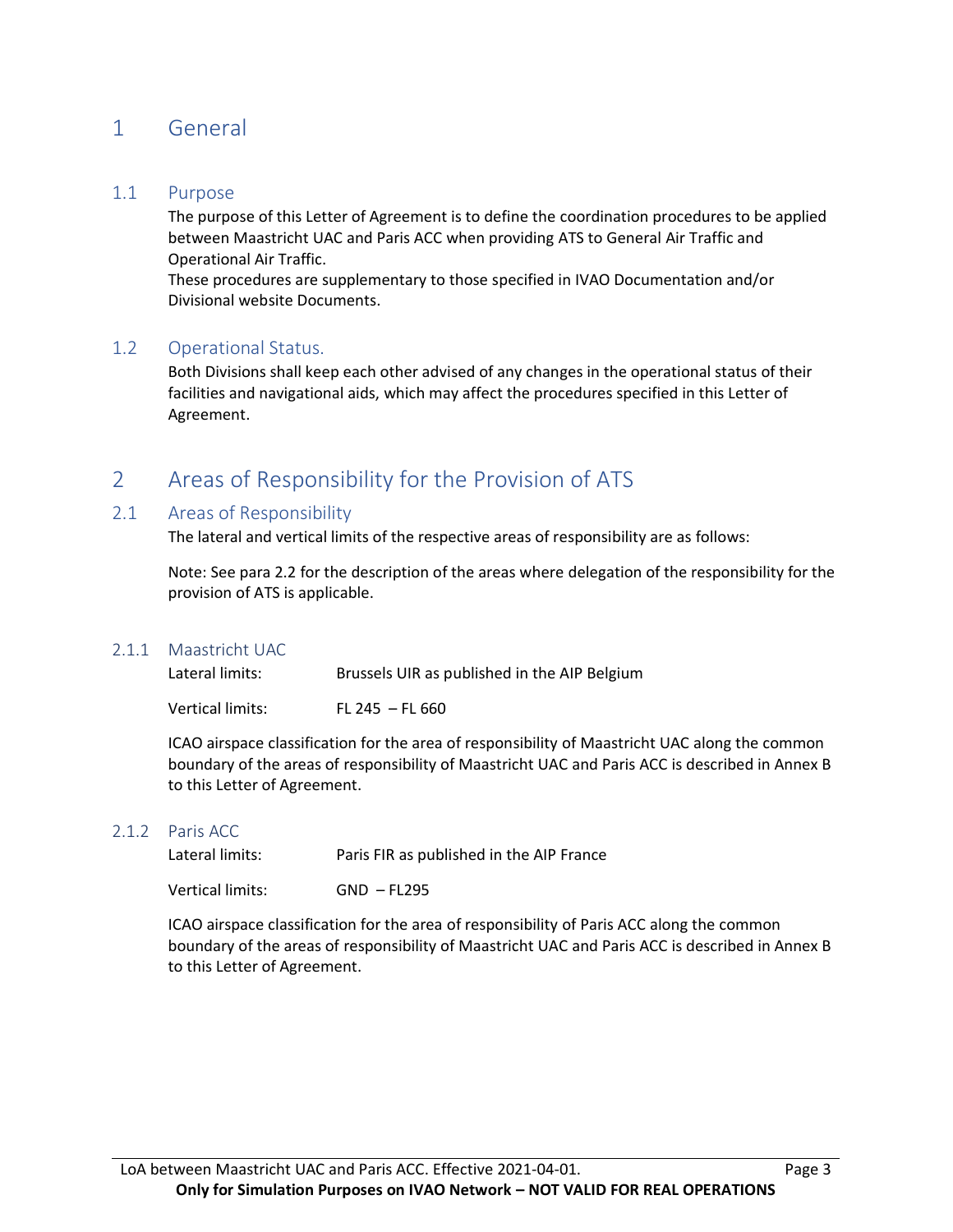# 1 General

## 1.1 Purpose

The purpose of this Letter of Agreement is to define the coordination procedures to be applied between Maastricht UAC and Paris ACC when providing ATS to General Air Traffic and Operational Air Traffic.
These procedures are supplementary to those specified in IVAO Documentation and/or Divisional website Documents.

## 1.2 Operational Status.

Both Divisions shall keep each other advised of any changes in the operational status of their facilities and navigational aids, which may affect the procedures specified in this Letter of Agreement.

# 2 Areas of Responsibility for the Provision of ATS

## 2.1 Areas of Responsibility

The lateral and vertical limits of the respective areas of responsibility are as follows:

Note: See para 2.2 for the description of the areas where delegation of the responsibility for the provision of ATS is applicable.

### 2.1.1 Maastricht UAC

| | |
|---|---|
| Lateral limits: | Brussels UIR as published in the AIP Belgium |
| Vertical limits: | FL 245 – FL 660 |

ICAO airspace classification for the area of responsibility of Maastricht UAC along the common boundary of the areas of responsibility of Maastricht UAC and Paris ACC is described in Annex B to this Letter of Agreement.

### 2.1.2 Paris ACC

| | |
|---|---|
| Lateral limits: | Paris FIR as published in the AIP France |
| Vertical limits: | GND – FL295 |

ICAO airspace classification for the area of responsibility of Paris ACC along the common boundary of the areas of responsibility of Maastricht UAC and Paris ACC is described in Annex B to this Letter of Agreement.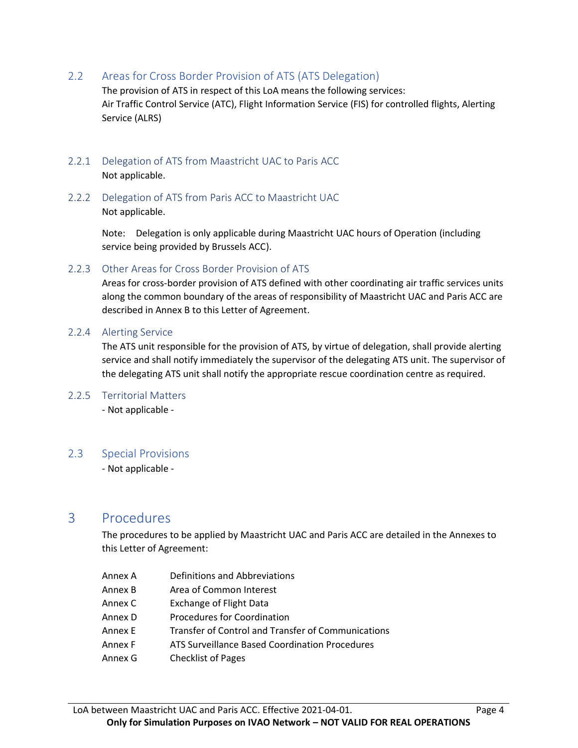## 2.2 Areas for Cross Border Provision of ATS (ATS Delegation)

The provision of ATS in respect of this LoA means the following services:
Air Traffic Control Service (ATC), Flight Information Service (FIS) for controlled flights, Alerting Service (ALRS)

### 2.2.1 Delegation of ATS from Maastricht UAC to Paris ACC

Not applicable.

### 2.2.2 Delegation of ATS from Paris ACC to Maastricht UAC

Not applicable.

Note: Delegation is only applicable during Maastricht UAC hours of Operation (including service being provided by Brussels ACC).

### 2.2.3 Other Areas for Cross Border Provision of ATS

Areas for cross-border provision of ATS defined with other coordinating air traffic services units along the common boundary of the areas of responsibility of Maastricht UAC and Paris ACC are described in Annex B to this Letter of Agreement.

### 2.2.4 Alerting Service

The ATS unit responsible for the provision of ATS, by virtue of delegation, shall provide alerting service and shall notify immediately the supervisor of the delegating ATS unit. The supervisor of the delegating ATS unit shall notify the appropriate rescue coordination centre as required.

### 2.2.5 Territorial Matters

- Not applicable -

## 2.3 Special Provisions

- Not applicable -

# 3 Procedures

The procedures to be applied by Maastricht UAC and Paris ACC are detailed in the Annexes to this Letter of Agreement:

| | |
|---|---|
| Annex A | Definitions and Abbreviations |
| Annex B | Area of Common Interest |
| Annex C | Exchange of Flight Data |
| Annex D | Procedures for Coordination |
| Annex E | Transfer of Control and Transfer of Communications |
| Annex F | ATS Surveillance Based Coordination Procedures |
| Annex G | Checklist of Pages |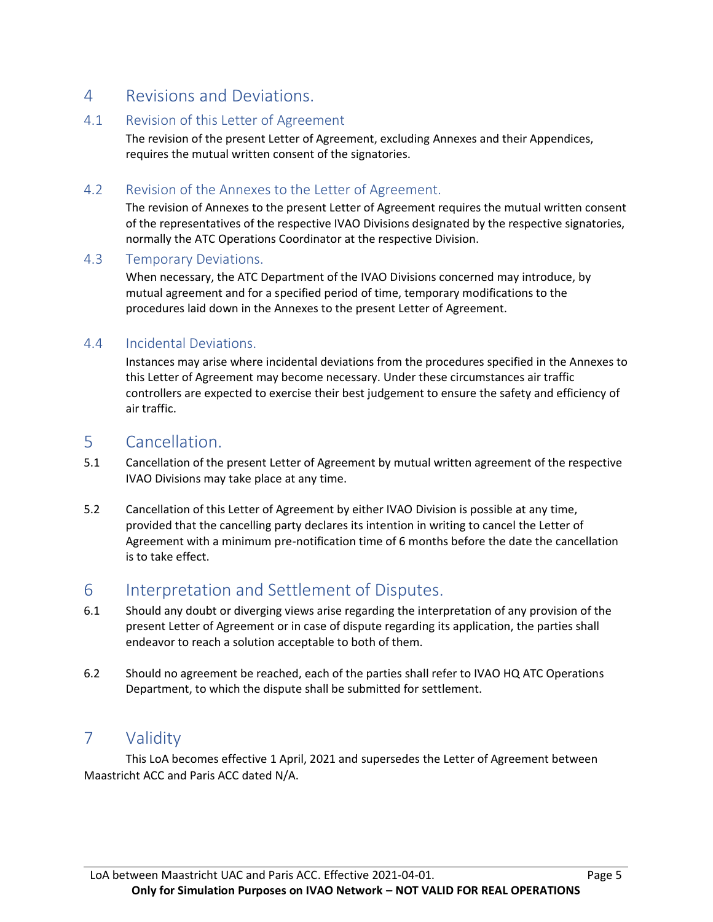# 4 Revisions and Deviations.

## 4.1 Revision of this Letter of Agreement

The revision of the present Letter of Agreement, excluding Annexes and their Appendices, requires the mutual written consent of the signatories.

## 4.2 Revision of the Annexes to the Letter of Agreement.

The revision of Annexes to the present Letter of Agreement requires the mutual written consent of the representatives of the respective IVAO Divisions designated by the respective signatories, normally the ATC Operations Coordinator at the respective Division.

## 4.3 Temporary Deviations.

When necessary, the ATC Department of the IVAO Divisions concerned may introduce, by mutual agreement and for a specified period of time, temporary modifications to the procedures laid down in the Annexes to the present Letter of Agreement.

## 4.4 Incidental Deviations.

Instances may arise where incidental deviations from the procedures specified in the Annexes to this Letter of Agreement may become necessary. Under these circumstances air traffic controllers are expected to exercise their best judgement to ensure the safety and efficiency of air traffic.

# 5 Cancellation.

5.1 Cancellation of the present Letter of Agreement by mutual written agreement of the respective IVAO Divisions may take place at any time.

5.2 Cancellation of this Letter of Agreement by either IVAO Division is possible at any time, provided that the cancelling party declares its intention in writing to cancel the Letter of Agreement with a minimum pre-notification time of 6 months before the date the cancellation is to take effect.

# 6 Interpretation and Settlement of Disputes.

6.1 Should any doubt or diverging views arise regarding the interpretation of any provision of the present Letter of Agreement or in case of dispute regarding its application, the parties shall endeavor to reach a solution acceptable to both of them.

6.2 Should no agreement be reached, each of the parties shall refer to IVAO HQ ATC Operations Department, to which the dispute shall be submitted for settlement.

# 7 Validity

This LoA becomes effective 1 April, 2021 and supersedes the Letter of Agreement between Maastricht ACC and Paris ACC dated N/A.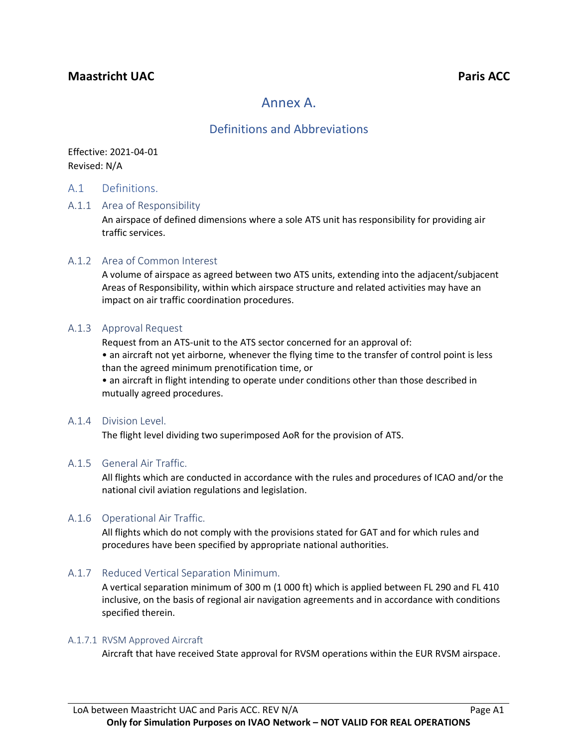# Annex A.

## Definitions and Abbreviations

Effective: 2021-04-01
Revised: N/A

## A.1 Definitions.

### A.1.1 Area of Responsibility

An airspace of defined dimensions where a sole ATS unit has responsibility for providing air traffic services.

### A.1.2 Area of Common Interest

A volume of airspace as agreed between two ATS units, extending into the adjacent/subjacent Areas of Responsibility, within which airspace structure and related activities may have an impact on air traffic coordination procedures.

### A.1.3 Approval Request

Request from an ATS-unit to the ATS sector concerned for an approval of:

- an aircraft not yet airborne, whenever the flying time to the transfer of control point is less than the agreed minimum prenotification time, or
- an aircraft in flight intending to operate under conditions other than those described in mutually agreed procedures.

### A.1.4 Division Level.

The flight level dividing two superimposed AoR for the provision of ATS.

### A.1.5 General Air Traffic.

All flights which are conducted in accordance with the rules and procedures of ICAO and/or the national civil aviation regulations and legislation.

### A.1.6 Operational Air Traffic.

All flights which do not comply with the provisions stated for GAT and for which rules and procedures have been specified by appropriate national authorities.

### A.1.7 Reduced Vertical Separation Minimum.

A vertical separation minimum of 300 m (1 000 ft) which is applied between FL 290 and FL 410 inclusive, on the basis of regional air navigation agreements and in accordance with conditions specified therein.

#### A.1.7.1 RVSM Approved Aircraft

Aircraft that have received State approval for RVSM operations within the EUR RVSM airspace.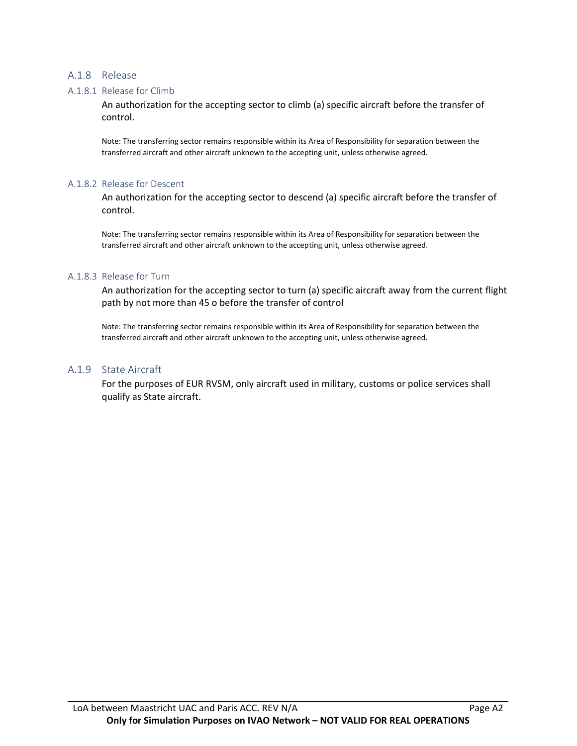### A.1.8 Release

#### A.1.8.1 Release for Climb

An authorization for the accepting sector to climb (a) specific aircraft before the transfer of control.

Note: The transferring sector remains responsible within its Area of Responsibility for separation between the transferred aircraft and other aircraft unknown to the accepting unit, unless otherwise agreed.

#### A.1.8.2 Release for Descent

An authorization for the accepting sector to descend (a) specific aircraft before the transfer of control.

Note: The transferring sector remains responsible within its Area of Responsibility for separation between the transferred aircraft and other aircraft unknown to the accepting unit, unless otherwise agreed.

#### A.1.8.3 Release for Turn

An authorization for the accepting sector to turn (a) specific aircraft away from the current flight path by not more than 45 o before the transfer of control

Note: The transferring sector remains responsible within its Area of Responsibility for separation between the transferred aircraft and other aircraft unknown to the accepting unit, unless otherwise agreed.

### A.1.9 State Aircraft

For the purposes of EUR RVSM, only aircraft used in military, customs or police services shall qualify as State aircraft.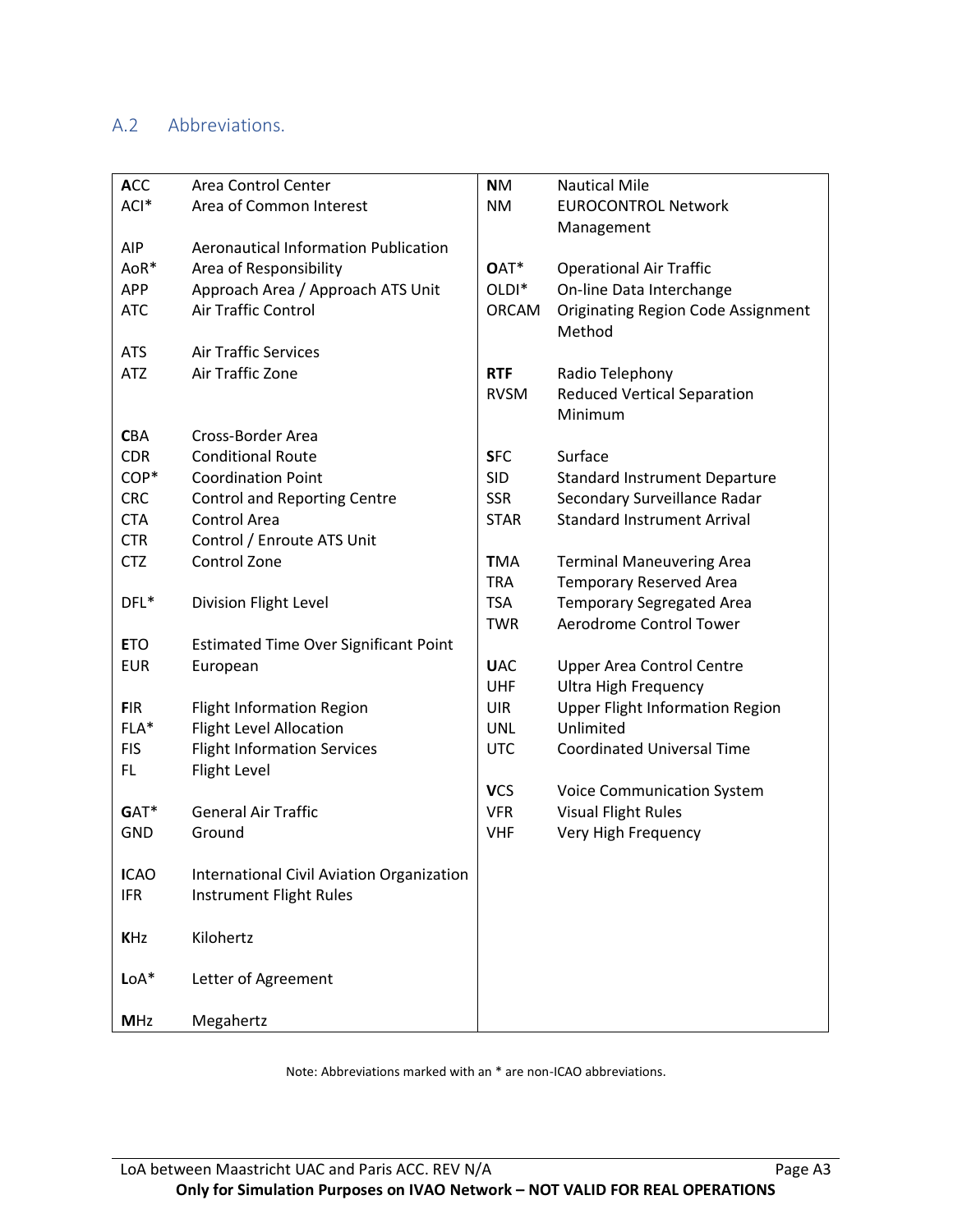## A.2 Abbreviations.

| Abbreviation | Meaning |
|---|---|
| **A**CC | Area Control Center |
| ACI* | Area of Common Interest |
| AIP | Aeronautical Information Publication |
| AoR* | Area of Responsibility |
| APP | Approach Area / Approach ATS Unit |
| ATC | Air Traffic Control |
| ATS | Air Traffic Services |
| ATZ | Air Traffic Zone |
| **C**BA | Cross-Border Area |
| CDR | Conditional Route |
| COP* | Coordination Point |
| CRC | Control and Reporting Centre |
| CTA | Control Area |
| CTR | Control / Enroute ATS Unit |
| CTZ | Control Zone |
| DFL* | Division Flight Level |
| **E**TO | Estimated Time Over Significant Point |
| EUR | European |
| **F**IR | Flight Information Region |
| FLA* | Flight Level Allocation |
| FIS | Flight Information Services |
| FL | Flight Level |
| **G**AT* | General Air Traffic |
| GND | Ground |
| **I**CAO | International Civil Aviation Organization |
| IFR | Instrument Flight Rules |
| **K**Hz | Kilohertz |
| **L**oA* | Letter of Agreement |
| **M**Hz | Megahertz |
| **N**M | Nautical Mile |
| NM | EUROCONTROL Network Management |
| **O**AT* | Operational Air Traffic |
| OLDI* | On-line Data Interchange |
| ORCAM | Originating Region Code Assignment Method |
| **RTF** | Radio Telephony |
| RVSM | Reduced Vertical Separation Minimum |
| **S**FC | Surface |
| SID | Standard Instrument Departure |
| SSR | Secondary Surveillance Radar |
| STAR | Standard Instrument Arrival |
| **T**MA | Terminal Maneuvering Area |
| TRA | Temporary Reserved Area |
| TSA | Temporary Segregated Area |
| TWR | Aerodrome Control Tower |
| **U**AC | Upper Area Control Centre |
| UHF | Ultra High Frequency |
| UIR | Upper Flight Information Region |
| UNL | Unlimited |
| UTC | Coordinated Universal Time |
| **V**CS | Voice Communication System |
| VFR | Visual Flight Rules |
| VHF | Very High Frequency |

Note: Abbreviations marked with an * are non-ICAO abbreviations.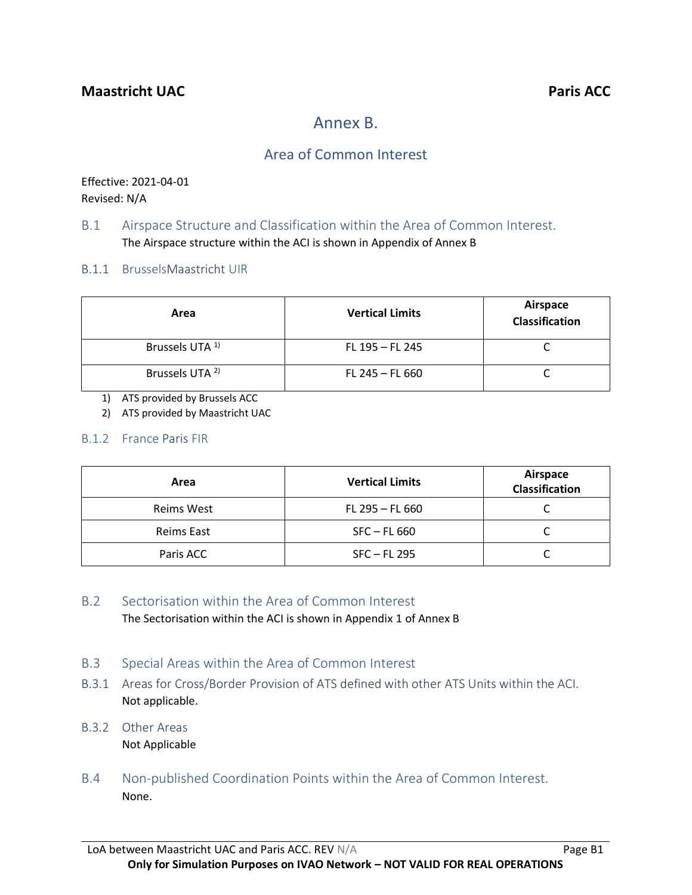# Annex B.

## Area of Common Interest

Effective: 2021-04-01
Revised: N/A

### B.1 Airspace Structure and Classification within the Area of Common Interest.

The Airspace structure within the ACI is shown in Appendix of Annex B

#### B.1.1 BrusselsMaastricht UIR

| Area | Vertical Limits | Airspace Classification |
|---|---|---|
| Brussels UTA [1)] | FL 195 – FL 245 | C |
| Brussels UTA [2)] | FL 245 – FL 660 | C |

1) ATS provided by Brussels ACC
2) ATS provided by Maastricht UAC

#### B.1.2 France Paris FIR

| Area | Vertical Limits | Airspace Classification |
|---|---|---|
| Reims West | FL 295 – FL 660 | C |
| Reims East | SFC – FL 660 | C |
| Paris ACC | SFC – FL 295 | C |

### B.2 Sectorisation within the Area of Common Interest

The Sectorisation within the ACI is shown in Appendix 1 of Annex B

### B.3 Special Areas within the Area of Common Interest

#### B.3.1 Areas for Cross/Border Provision of ATS defined with other ATS Units within the ACI.

Not applicable.

#### B.3.2 Other Areas

Not Applicable

### B.4 Non-published Coordination Points within the Area of Common Interest.

None.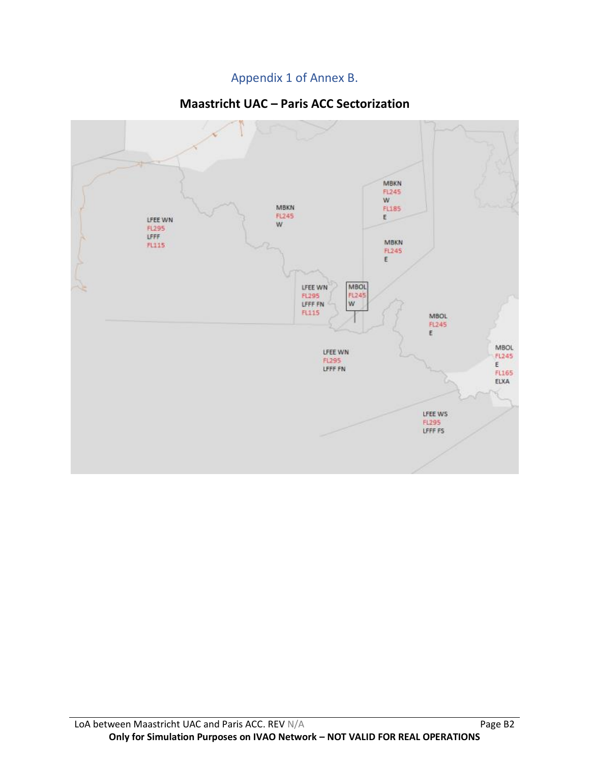Appendix 1 of Annex B.

**Maastricht UAC – Paris ACC Sectorization**

LFEE WN
FL295
LFFF
FL115

MBKN
FL245
W

MBKN
FL245
W
FL185
E

MBKN
FL245
E

LFEE WN
FL295
LFFF FN
FL115

MBOL
FL245
W

MBOL
FL245
E

MBOL
FL245
E
FL165
ELXA

LFEE WN
FL295
LFFF FN

LFEE WS
FL295
LFFF FS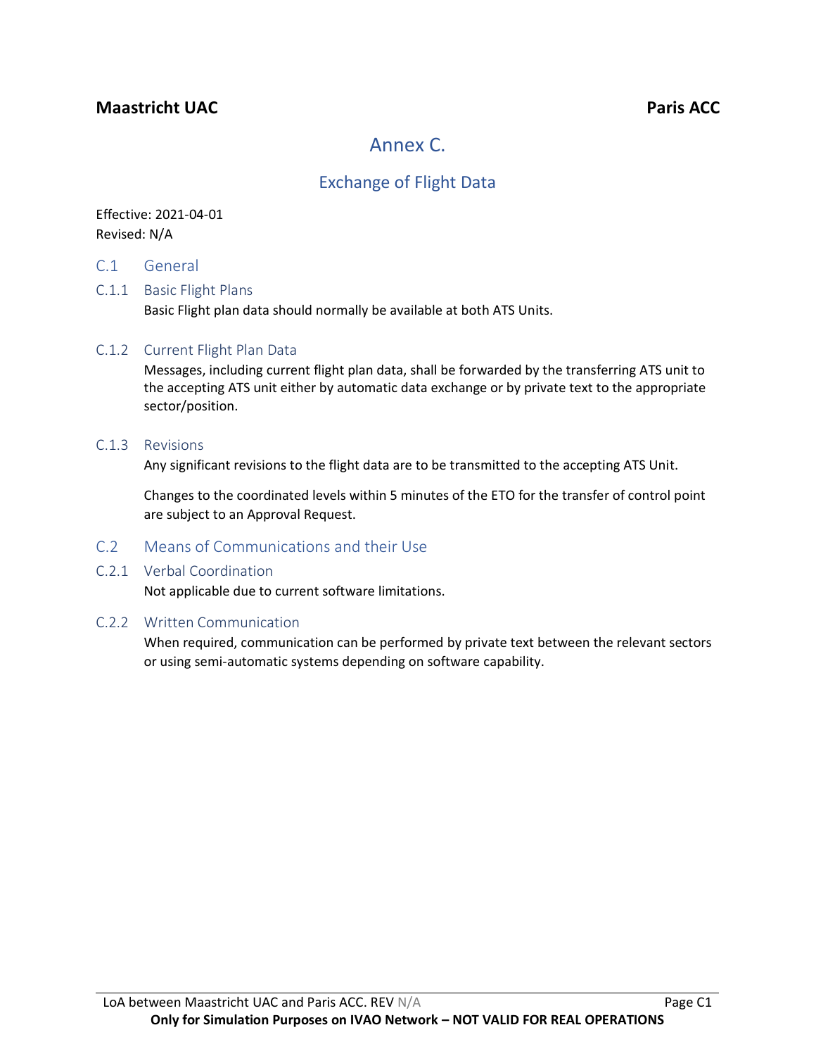# Annex C.

## Exchange of Flight Data

Effective: 2021-04-01
Revised: N/A

### C.1 General

#### C.1.1 Basic Flight Plans

Basic Flight plan data should normally be available at both ATS Units.

#### C.1.2 Current Flight Plan Data

Messages, including current flight plan data, shall be forwarded by the transferring ATS unit to the accepting ATS unit either by automatic data exchange or by private text to the appropriate sector/position.

#### C.1.3 Revisions

Any significant revisions to the flight data are to be transmitted to the accepting ATS Unit.

Changes to the coordinated levels within 5 minutes of the ETO for the transfer of control point are subject to an Approval Request.

### C.2 Means of Communications and their Use

#### C.2.1 Verbal Coordination

Not applicable due to current software limitations.

#### C.2.2 Written Communication

When required, communication can be performed by private text between the relevant sectors or using semi-automatic systems depending on software capability.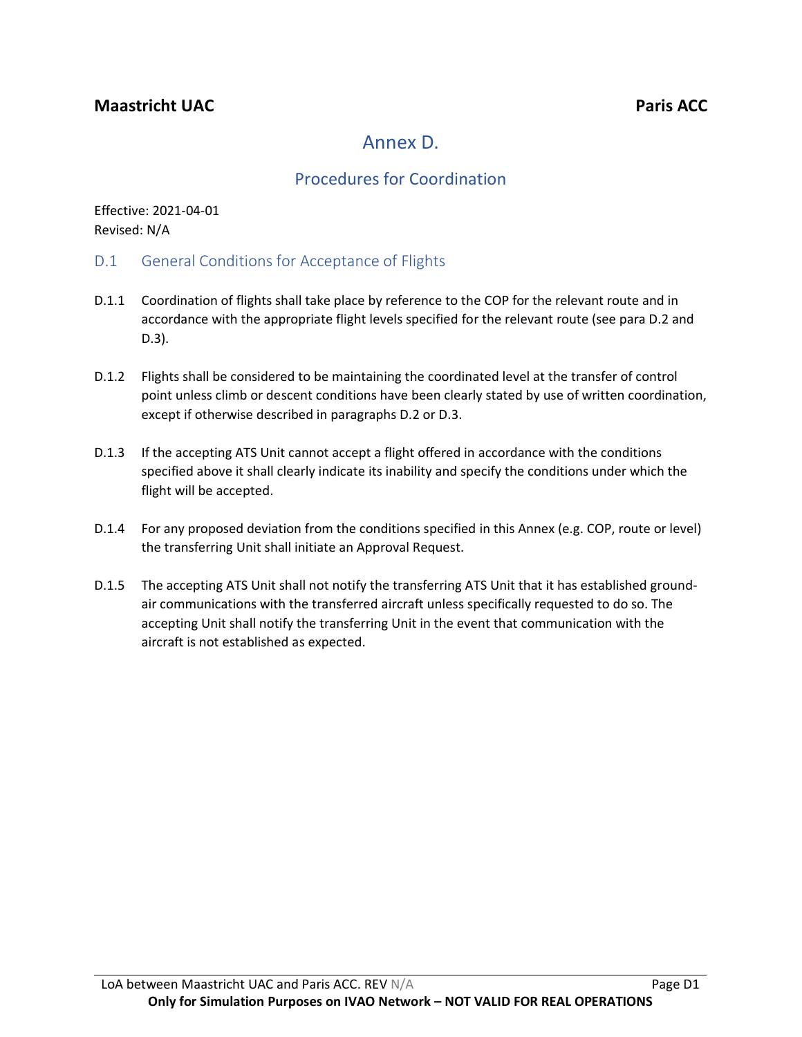**Maastricht UAC** **Paris ACC**

# Annex D.

## Procedures for Coordination

Effective: 2021-04-01
Revised: N/A

### D.1 General Conditions for Acceptance of Flights

D.1.1 Coordination of flights shall take place by reference to the COP for the relevant route and in accordance with the appropriate flight levels specified for the relevant route (see para D.2 and D.3).

D.1.2 Flights shall be considered to be maintaining the coordinated level at the transfer of control point unless climb or descent conditions have been clearly stated by use of written coordination, except if otherwise described in paragraphs D.2 or D.3.

D.1.3 If the accepting ATS Unit cannot accept a flight offered in accordance with the conditions specified above it shall clearly indicate its inability and specify the conditions under which the flight will be accepted.

D.1.4 For any proposed deviation from the conditions specified in this Annex (e.g. COP, route or level) the transferring Unit shall initiate an Approval Request.

D.1.5 The accepting ATS Unit shall not notify the transferring ATS Unit that it has established ground-air communications with the transferred aircraft unless specifically requested to do so. The accepting Unit shall notify the transferring Unit in the event that communication with the aircraft is not established as expected.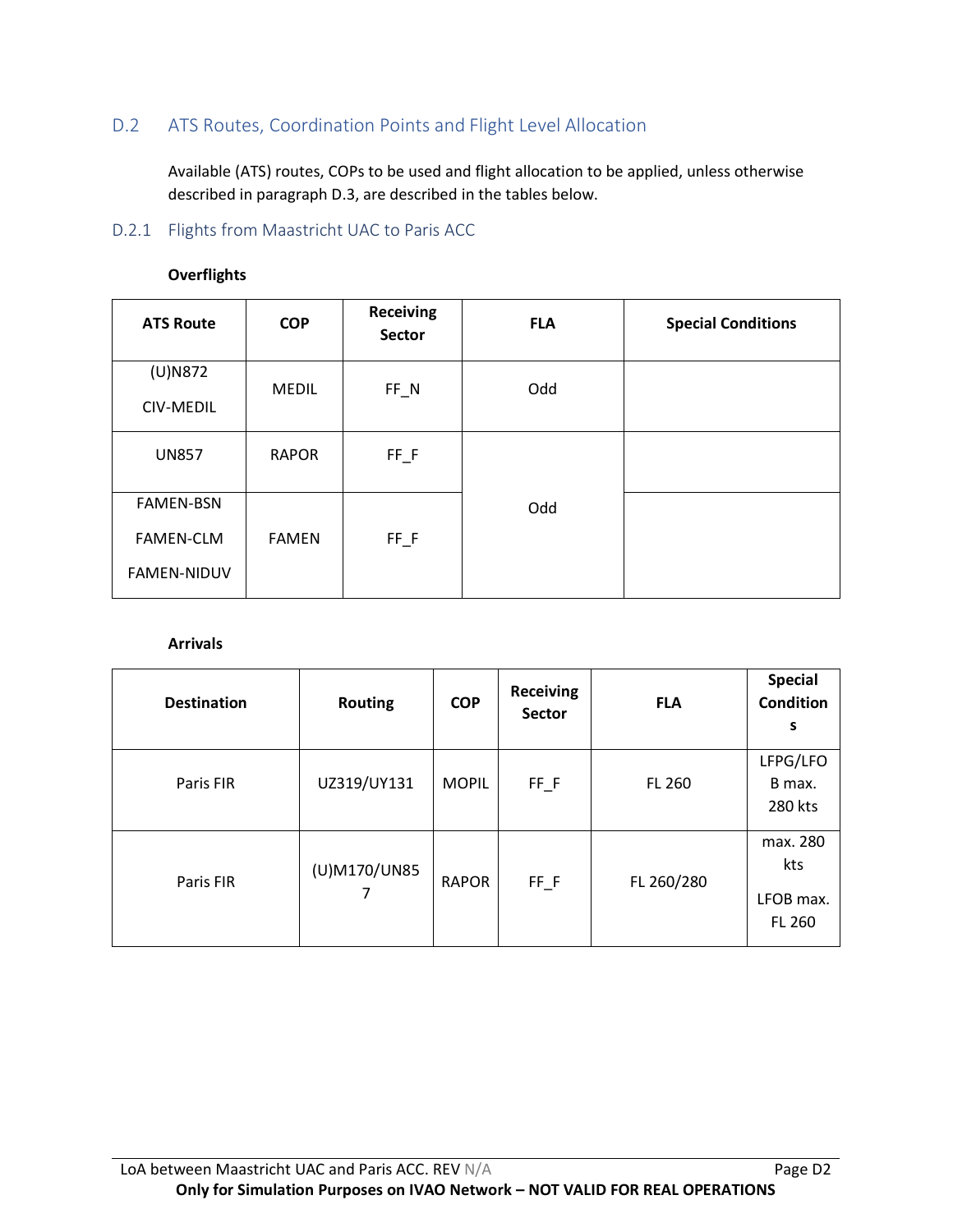## D.2 ATS Routes, Coordination Points and Flight Level Allocation

Available (ATS) routes, COPs to be used and flight allocation to be applied, unless otherwise described in paragraph D.3, are described in the tables below.

### D.2.1 Flights from Maastricht UAC to Paris ACC

**Overflights**

| ATS Route | COP | Receiving Sector | FLA | Special Conditions |
|---|---|---|---|---|
| (U)N872<br>CIV-MEDIL | MEDIL | FF_N | Odd | |
| UN857 | RAPOR | FF_F | Odd | |
| FAMEN-BSN<br>FAMEN-CLM<br>FAMEN-NIDUV | FAMEN | FF_F | | |

**Arrivals**

| Destination | Routing | COP | Receiving Sector | FLA | Special Conditions |
|---|---|---|---|---|---|
| Paris FIR | UZ319/UY131 | MOPIL | FF_F | FL 260 | LFPG/LFOB max. 280 kts |
| Paris FIR | (U)M170/UN857 | RAPOR | FF_F | FL 260/280 | max. 280 kts<br>LFOB max. FL 260 |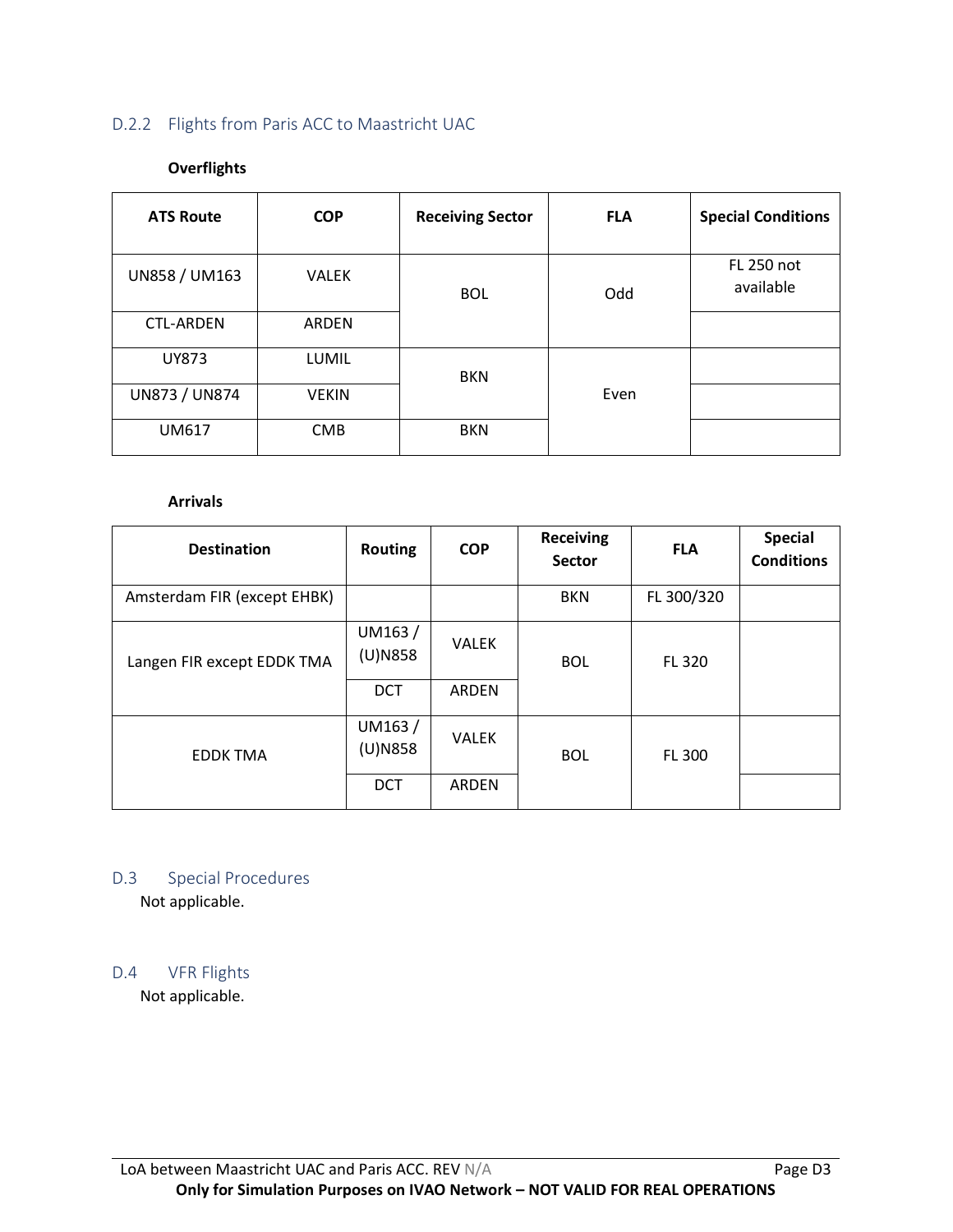### D.2.2 Flights from Paris ACC to Maastricht UAC

**Overflights**

| ATS Route | COP | Receiving Sector | FLA | Special Conditions |
|---|---|---|---|---|
| UN858 / UM163 | VALEK | BOL | Odd | FL 250 not available |
| CTL-ARDEN | ARDEN | | | |
| UY873 | LUMIL | BKN | Even | |
| UN873 / UN874 | VEKIN | | | |
| UM617 | CMB | BKN | | |

**Arrivals**

| Destination | Routing | COP | Receiving Sector | FLA | Special Conditions |
|---|---|---|---|---|---|
| Amsterdam FIR (except EHBK) | | | BKN | FL 300/320 | |
| Langen FIR except EDDK TMA | UM163 / (U)N858 | VALEK | BOL | FL 320 | |
| | DCT | ARDEN | | | |
| EDDK TMA | UM163 / (U)N858 | VALEK | BOL | FL 300 | |
| | DCT | ARDEN | | | |

## D.3 Special Procedures

Not applicable.

## D.4 VFR Flights

Not applicable.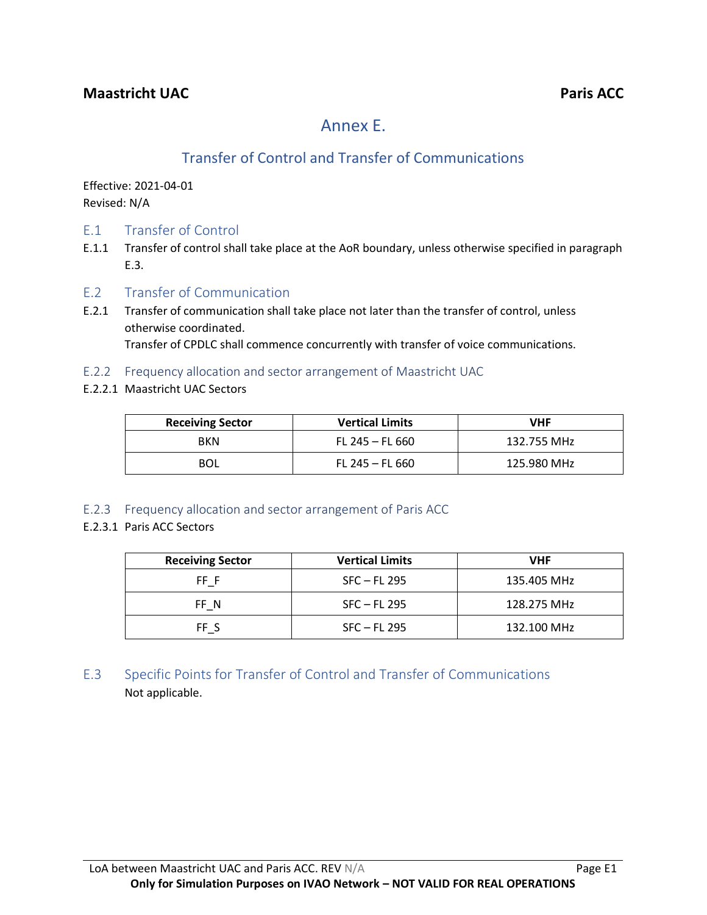**Maastricht UAC** **Paris ACC**

# Annex E.

## Transfer of Control and Transfer of Communications

Effective: 2021-04-01
Revised: N/A

### E.1 Transfer of Control

E.1.1 Transfer of control shall take place at the AoR boundary, unless otherwise specified in paragraph E.3.

### E.2 Transfer of Communication

E.2.1 Transfer of communication shall take place not later than the transfer of control, unless otherwise coordinated.
Transfer of CPDLC shall commence concurrently with transfer of voice communications.

#### E.2.2 Frequency allocation and sector arrangement of Maastricht UAC

E.2.2.1 Maastricht UAC Sectors

| Receiving Sector | Vertical Limits | VHF |
|---|---|---|
| BKN | FL 245 – FL 660 | 132.755 MHz |
| BOL | FL 245 – FL 660 | 125.980 MHz |

#### E.2.3 Frequency allocation and sector arrangement of Paris ACC

E.2.3.1 Paris ACC Sectors

| Receiving Sector | Vertical Limits | VHF |
|---|---|---|
| FF_F | SFC – FL 295 | 135.405 MHz |
| FF_N | SFC – FL 295 | 128.275 MHz |
| FF_S | SFC – FL 295 | 132.100 MHz |

### E.3 Specific Points for Transfer of Control and Transfer of Communications

Not applicable.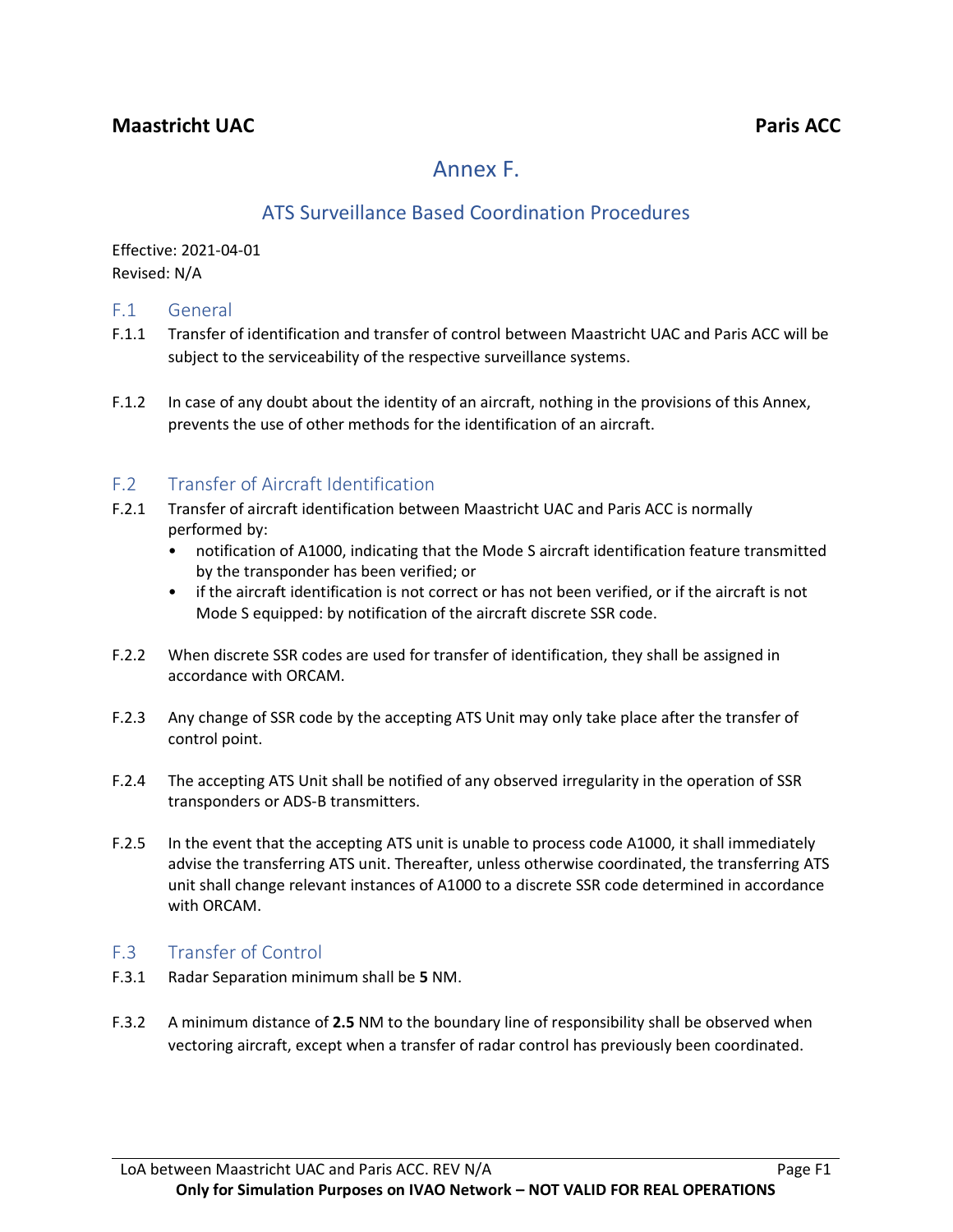**Maastricht UAC** **Paris ACC**

# Annex F.

## ATS Surveillance Based Coordination Procedures

Effective: 2021-04-01
Revised: N/A

### F.1 General

F.1.1 Transfer of identification and transfer of control between Maastricht UAC and Paris ACC will be subject to the serviceability of the respective surveillance systems.

F.1.2 In case of any doubt about the identity of an aircraft, nothing in the provisions of this Annex, prevents the use of other methods for the identification of an aircraft.

### F.2 Transfer of Aircraft Identification

F.2.1 Transfer of aircraft identification between Maastricht UAC and Paris ACC is normally performed by:

- notification of A1000, indicating that the Mode S aircraft identification feature transmitted by the transponder has been verified; or
- if the aircraft identification is not correct or has not been verified, or if the aircraft is not Mode S equipped: by notification of the aircraft discrete SSR code.

F.2.2 When discrete SSR codes are used for transfer of identification, they shall be assigned in accordance with ORCAM.

F.2.3 Any change of SSR code by the accepting ATS Unit may only take place after the transfer of control point.

F.2.4 The accepting ATS Unit shall be notified of any observed irregularity in the operation of SSR transponders or ADS-B transmitters.

F.2.5 In the event that the accepting ATS unit is unable to process code A1000, it shall immediately advise the transferring ATS unit. Thereafter, unless otherwise coordinated, the transferring ATS unit shall change relevant instances of A1000 to a discrete SSR code determined in accordance with ORCAM.

### F.3 Transfer of Control

F.3.1 Radar Separation minimum shall be **5** NM.

F.3.2 A minimum distance of **2.5** NM to the boundary line of responsibility shall be observed when vectoring aircraft, except when a transfer of radar control has previously been coordinated.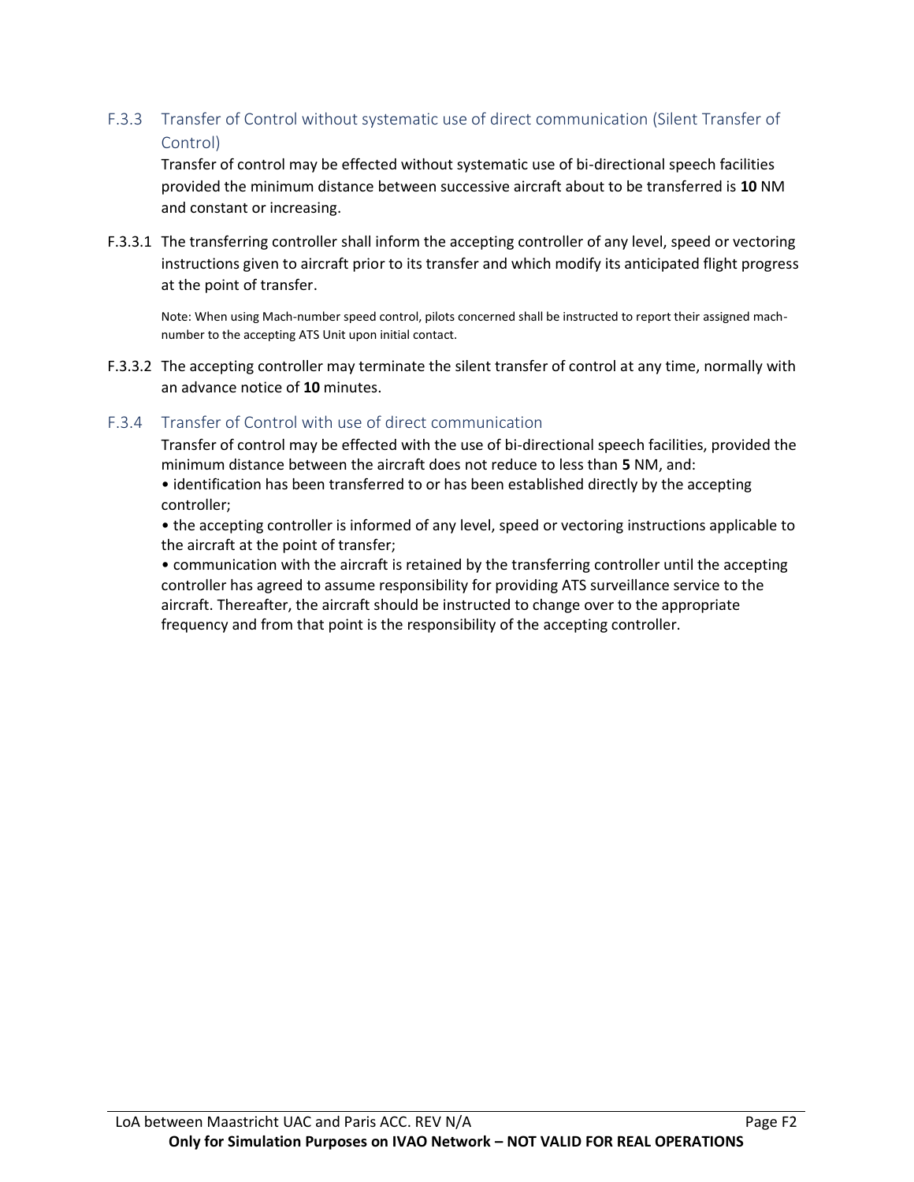### F.3.3 Transfer of Control without systematic use of direct communication (Silent Transfer of Control)

Transfer of control may be effected without systematic use of bi-directional speech facilities provided the minimum distance between successive aircraft about to be transferred is **10** NM and constant or increasing.

F.3.3.1 The transferring controller shall inform the accepting controller of any level, speed or vectoring instructions given to aircraft prior to its transfer and which modify its anticipated flight progress at the point of transfer.

Note: When using Mach-number speed control, pilots concerned shall be instructed to report their assigned mach-number to the accepting ATS Unit upon initial contact.

F.3.3.2 The accepting controller may terminate the silent transfer of control at any time, normally with an advance notice of **10** minutes.

### F.3.4 Transfer of Control with use of direct communication

Transfer of control may be effected with the use of bi-directional speech facilities, provided the minimum distance between the aircraft does not reduce to less than **5** NM, and:

- identification has been transferred to or has been established directly by the accepting controller;
- the accepting controller is informed of any level, speed or vectoring instructions applicable to the aircraft at the point of transfer;
- communication with the aircraft is retained by the transferring controller until the accepting controller has agreed to assume responsibility for providing ATS surveillance service to the aircraft. Thereafter, the aircraft should be instructed to change over to the appropriate frequency and from that point is the responsibility of the accepting controller.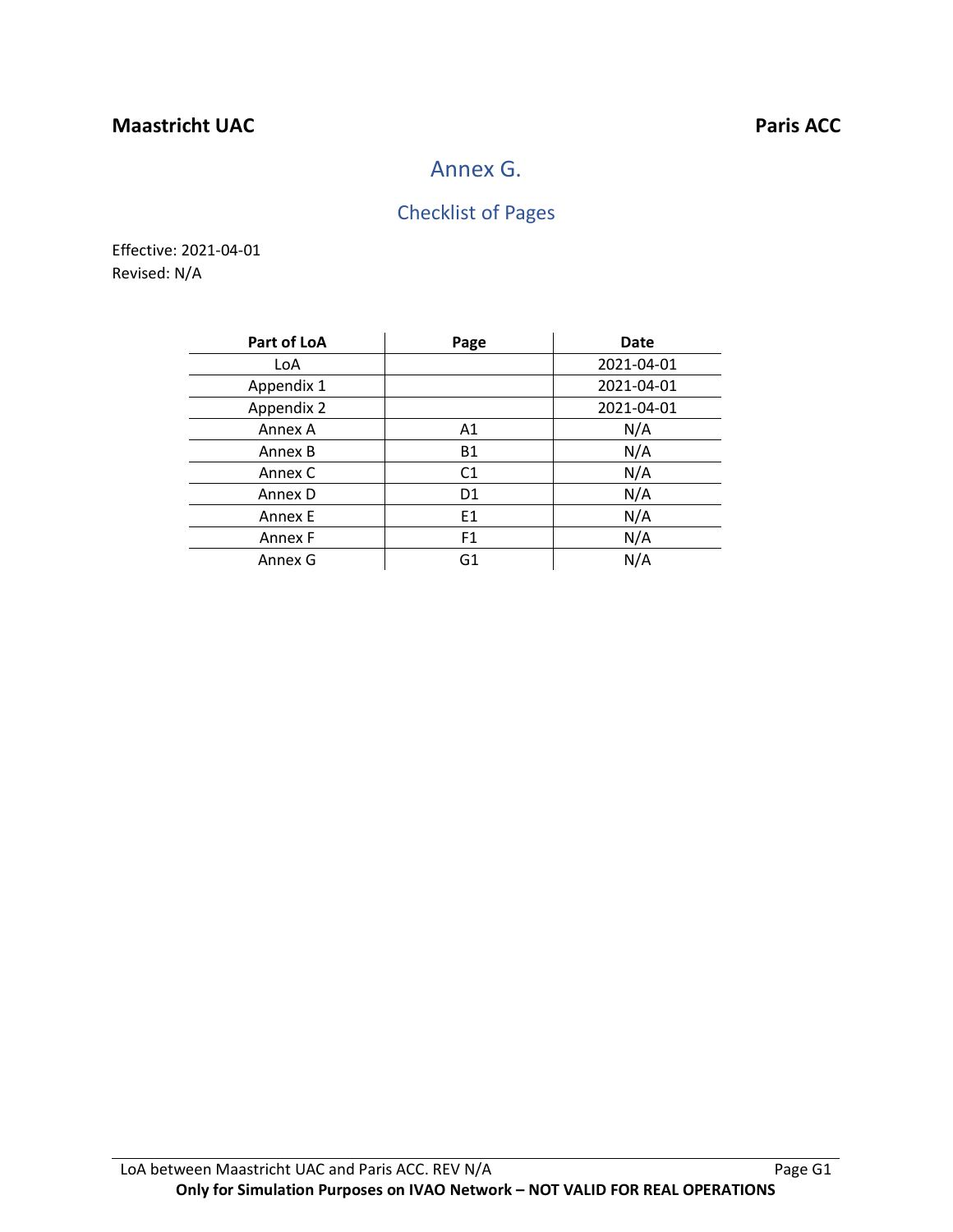# Annex G.

## Checklist of Pages

Effective: 2021-04-01
Revised: N/A

| Part of LoA | Page | Date |
|---|---|---|
| LoA | | 2021-04-01 |
| Appendix 1 | | 2021-04-01 |
| Appendix 2 | | 2021-04-01 |
| Annex A | A1 | N/A |
| Annex B | B1 | N/A |
| Annex C | C1 | N/A |
| Annex D | D1 | N/A |
| Annex E | E1 | N/A |
| Annex F | F1 | N/A |
| Annex G | G1 | N/A |